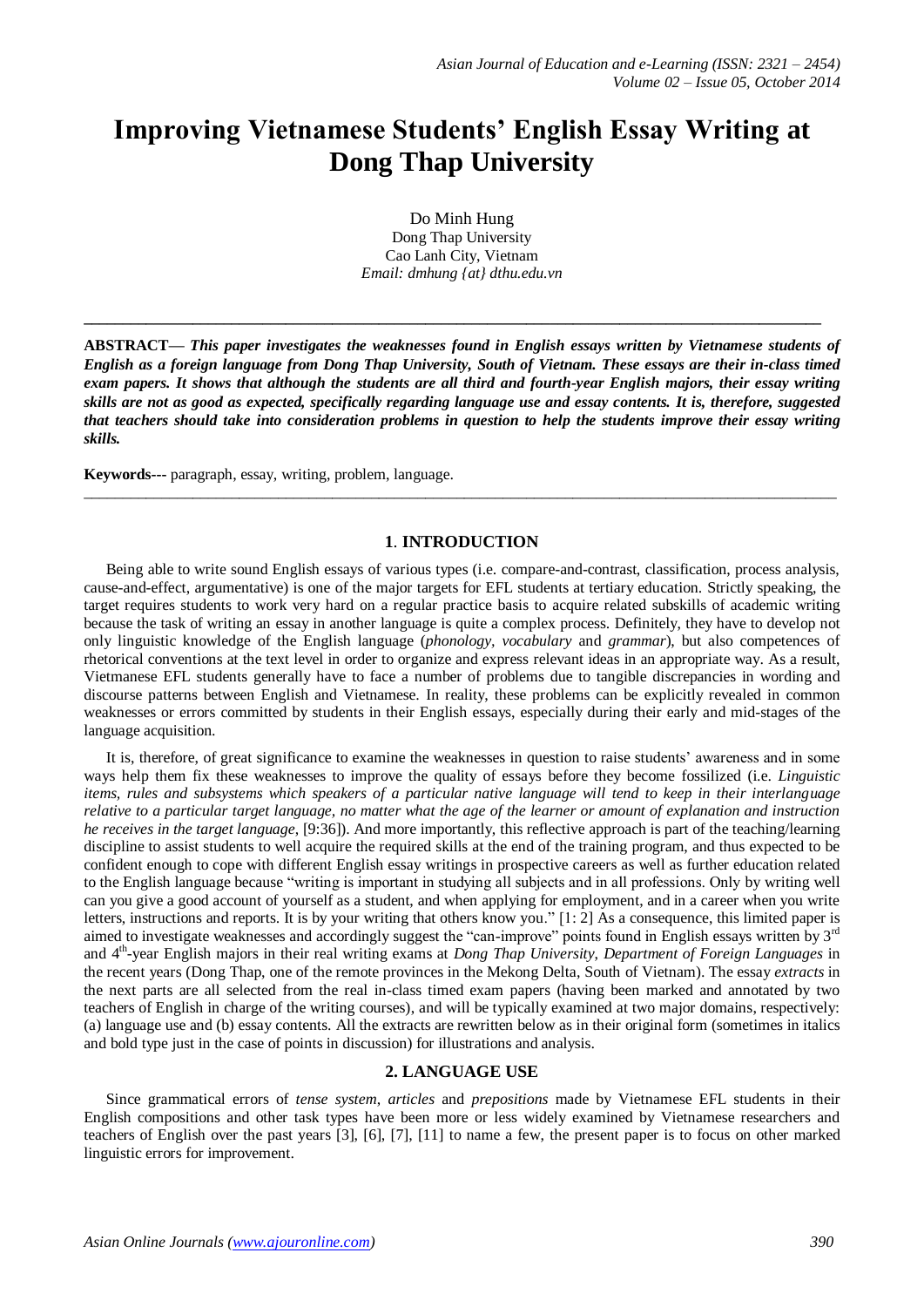# Improving Vietnamese Students' English Essay Writing at Dong Thap University

Do Minh Hung
Dong Thap University
Cao Lanh City, Vietnam
*Email: dmhung {at} dthu.edu.vn*

---

**ABSTRACT—** ***This paper investigates the weaknesses found in English essays written by Vietnamese students of English as a foreign language from Dong Thap University, South of Vietnam. These essays are their in-class timed exam papers. It shows that although the students are all third and fourth-year English majors, their essay writing skills are not as good as expected, specifically regarding language use and essay contents. It is, therefore, suggested that teachers should take into consideration problems in question to help the students improve their essay writing skills.***

**Keywords---** paragraph, essay, writing, problem, language.

---

## 1. INTRODUCTION

Being able to write sound English essays of various types (i.e. compare-and-contrast, classification, process analysis, cause-and-effect, argumentative) is one of the major targets for EFL students at tertiary education. Strictly speaking, the target requires students to work very hard on a regular practice basis to acquire related subskills of academic writing because the task of writing an essay in another language is quite a complex process. Definitely, they have to develop not only linguistic knowledge of the English language (*phonology, vocabulary* and *grammar*), but also competences of rhetorical conventions at the text level in order to organize and express relevant ideas in an appropriate way. As a result, Vietmanese EFL students generally have to face a number of problems due to tangible discrepancies in wording and discourse patterns between English and Vietnamese. In reality, these problems can be explicitly revealed in common weaknesses or errors committed by students in their English essays, especially during their early and mid-stages of the language acquisition.

It is, therefore, of great significance to examine the weaknesses in question to raise students' awareness and in some ways help them fix these weaknesses to improve the quality of essays before they become fossilized (i.e. *Linguistic items, rules and subsystems which speakers of a particular native language will tend to keep in their interlanguage relative to a particular target language, no matter what the age of the learner or amount of explanation and instruction he receives in the target language*, [9:36]). And more importantly, this reflective approach is part of the teaching/learning discipline to assist students to well acquire the required skills at the end of the training program, and thus expected to be confident enough to cope with different English essay writings in prospective careers as well as further education related to the English language because "writing is important in studying all subjects and in all professions. Only by writing well can you give a good account of yourself as a student, and when applying for employment, and in a career when you write letters, instructions and reports. It is by your writing that others know you." [1: 2] As a consequence, this limited paper is aimed to investigate weaknesses and accordingly suggest the "can-improve" points found in English essays written by 3rd and 4th-year English majors in their real writing exams at *Dong Thap University, Department of Foreign Languages* in the recent years (Dong Thap, one of the remote provinces in the Mekong Delta, South of Vietnam). The essay *extracts* in the next parts are all selected from the real in-class timed exam papers (having been marked and annotated by two teachers of English in charge of the writing courses), and will be typically examined at two major domains, respectively: (a) language use and (b) essay contents. All the extracts are rewritten below as in their original form (sometimes in italics and bold type just in the case of points in discussion) for illustrations and analysis.

## 2. LANGUAGE USE

Since grammatical errors of *tense system, articles* and *prepositions* made by Vietnamese EFL students in their English compositions and other task types have been more or less widely examined by Vietnamese researchers and teachers of English over the past years [3], [6], [7], [11] to name a few, the present paper is to focus on other marked linguistic errors for improvement.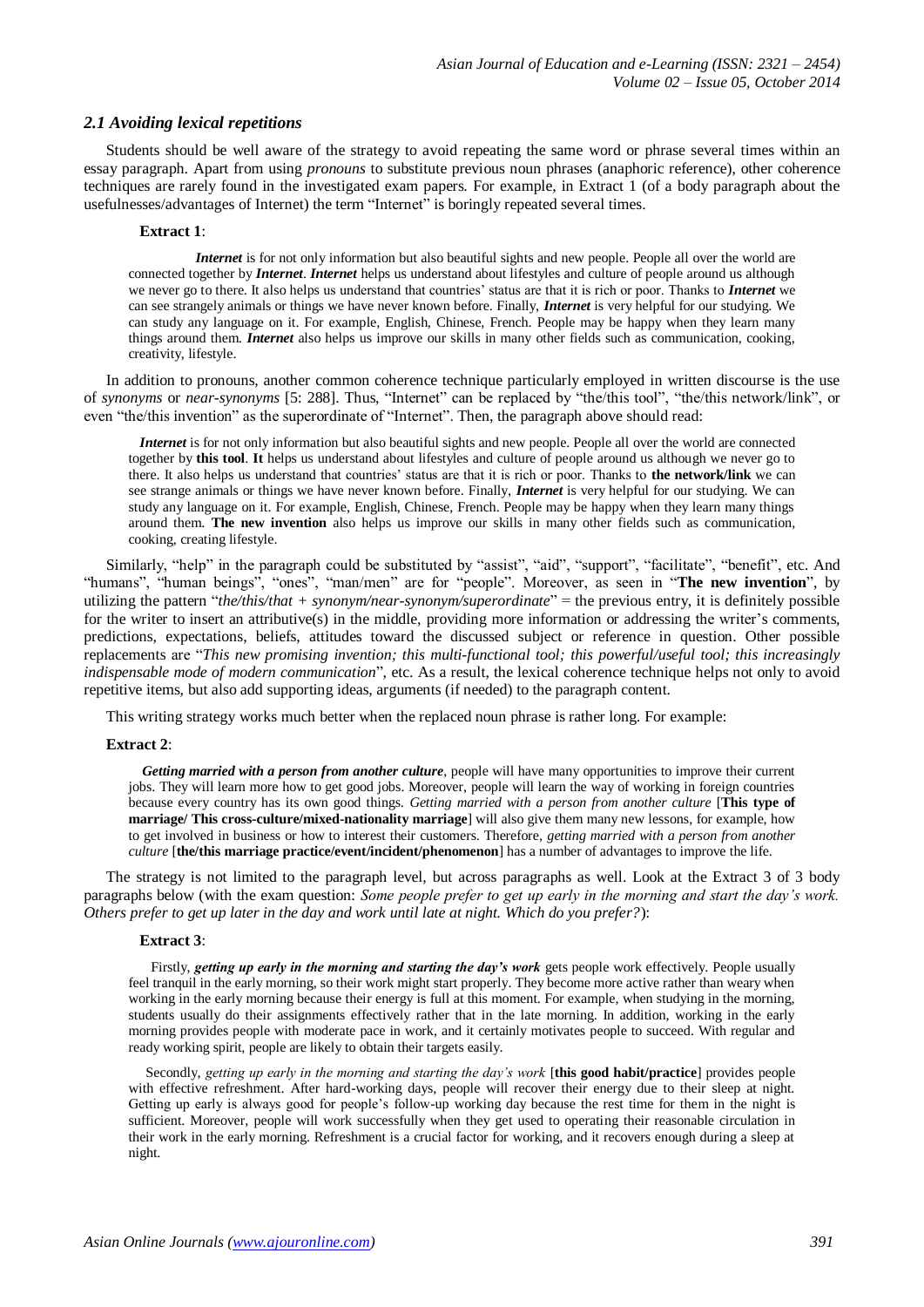### *2.1 Avoiding lexical repetitions*

Students should be well aware of the strategy to avoid repeating the same word or phrase several times within an essay paragraph. Apart from using *pronouns* to substitute previous noun phrases (anaphoric reference), other coherence techniques are rarely found in the investigated exam papers. For example, in Extract 1 (of a body paragraph about the usefulnesses/advantages of Internet) the term "Internet" is boringly repeated several times.

**Extract 1**:

> ***Internet*** is for not only information but also beautiful sights and new people. People all over the world are connected together by ***Internet***. ***Internet*** helps us understand about lifestyles and culture of people around us although we never go to there. It also helps us understand that countries' status are that it is rich or poor. Thanks to ***Internet*** we can see strangely animals or things we have never known before. Finally, ***Internet*** is very helpful for our studying. We can study any language on it. For example, English, Chinese, French. People may be happy when they learn many things around them. ***Internet*** also helps us improve our skills in many other fields such as communication, cooking, creativity, lifestyle.

In addition to pronouns, another common coherence technique particularly employed in written discourse is the use of *synonyms* or *near-synonyms* [5: 288]. Thus, "Internet" can be replaced by "the/this tool", "the/this network/link", or even "the/this invention" as the superordinate of "Internet". Then, the paragraph above should read:

> ***Internet*** is for not only information but also beautiful sights and new people. People all over the world are connected together by **this tool**. **It** helps us understand about lifestyles and culture of people around us although we never go to there. It also helps us understand that countries' status are that it is rich or poor. Thanks to **the network/link** we can see strange animals or things we have never known before. Finally, ***Internet*** is very helpful for our studying. We can study any language on it. For example, English, Chinese, French. People may be happy when they learn many things around them. **The new invention** also helps us improve our skills in many other fields such as communication, cooking, creating lifestyle.

Similarly, "help" in the paragraph could be substituted by "assist", "aid", "support", "facilitate", "benefit", etc. And "humans", "human beings", "ones", "man/men" are for "people". Moreover, as seen in "**The new invention**", by utilizing the pattern "*the/this/that + synonym/near-synonym/superordinate*" = the previous entry, it is definitely possible for the writer to insert an attributive(s) in the middle, providing more information or addressing the writer's comments, predictions, expectations, beliefs, attitudes toward the discussed subject or reference in question. Other possible replacements are "*This new promising invention; this multi-functional tool; this powerful/useful tool; this increasingly indispensable mode of modern communication*", etc. As a result, the lexical coherence technique helps not only to avoid repetitive items, but also add supporting ideas, arguments (if needed) to the paragraph content.

This writing strategy works much better when the replaced noun phrase is rather long. For example:

**Extract 2**:

> ***Getting married with a person from another culture***, people will have many opportunities to improve their current jobs. They will learn more how to get good jobs. Moreover, people will learn the way of working in foreign countries because every country has its own good things. *Getting married with a person from another culture* [**This type of marriage/ This cross-culture/mixed-nationality marriage**] will also give them many new lessons, for example, how to get involved in business or how to interest their customers. Therefore, *getting married with a person from another culture* [**the/this marriage practice/event/incident/phenomenon**] has a number of advantages to improve the life.

The strategy is not limited to the paragraph level, but across paragraphs as well. Look at the Extract 3 of 3 body paragraphs below (with the exam question: *Some people prefer to get up early in the morning and start the day's work. Others prefer to get up later in the day and work until late at night. Which do you prefer?*):

**Extract 3**:

> Firstly, ***getting up early in the morning and starting the day's work*** gets people work effectively. People usually feel tranquil in the early morning, so their work might start properly. They become more active rather than weary when working in the early morning because their energy is full at this moment. For example, when studying in the morning, students usually do their assignments effectively rather that in the late morning. In addition, working in the early morning provides people with moderate pace in work, and it certainly motivates people to succeed. With regular and ready working spirit, people are likely to obtain their targets easily.
>
> Secondly, *getting up early in the morning and starting the day's work* [**this good habit/practice**] provides people with effective refreshment. After hard-working days, people will recover their energy due to their sleep at night. Getting up early is always good for people's follow-up working day because the rest time for them in the night is sufficient. Moreover, people will work successfully when they get used to operating their reasonable circulation in their work in the early morning. Refreshment is a crucial factor for working, and it recovers enough during a sleep at night.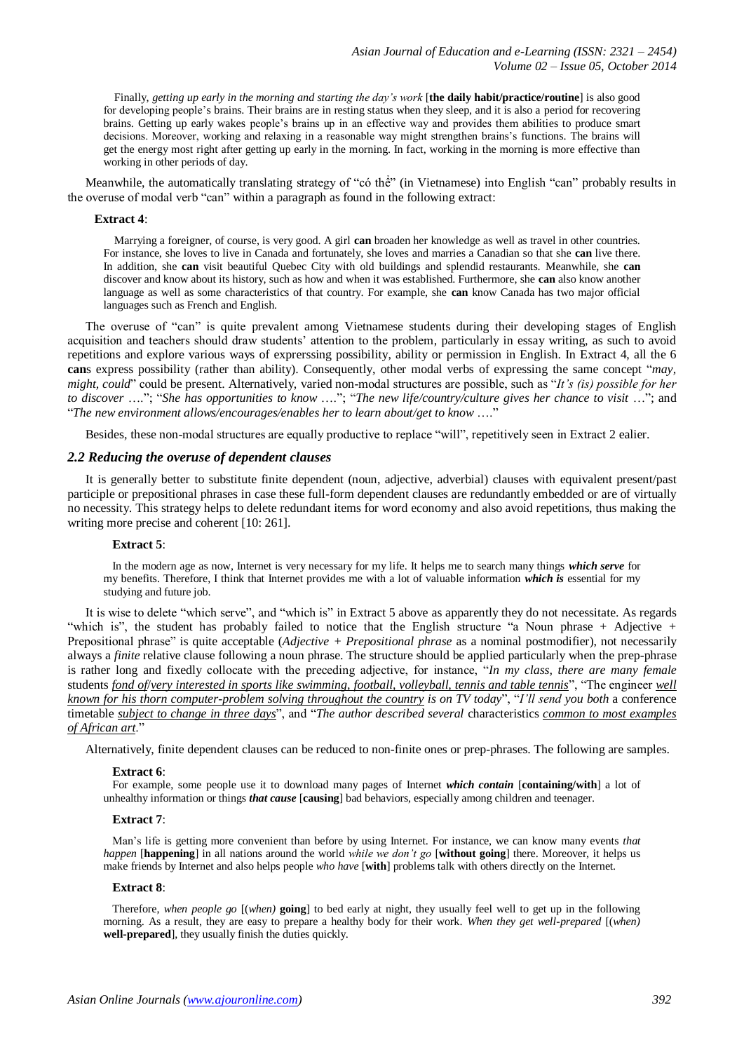Finally, *getting up early in the morning and starting the day's work* [**the daily habit/practice/routine**] is also good for developing people's brains. Their brains are in resting status when they sleep, and it is also a period for recovering brains. Getting up early wakes people's brains up in an effective way and provides them abilities to produce smart decisions. Moreover, working and relaxing in a reasonable way might strengthen brains's functions. The brains will get the energy most right after getting up early in the morning. In fact, working in the morning is more effective than working in other periods of day.

Meanwhile, the automatically translating strategy of "có thể" (in Vietnamese) into English "can" probably results in the overuse of modal verb "can" within a paragraph as found in the following extract:

**Extract 4**:

Marrying a foreigner, of course, is very good. A girl **can** broaden her knowledge as well as travel in other countries. For instance, she loves to live in Canada and fortunately, she loves and marries a Canadian so that she **can** live there. In addition, she **can** visit beautiful Quebec City with old buildings and splendid restaurants. Meanwhile, she **can** discover and know about its history, such as how and when it was established. Furthermore, she **can** also know another language as well as some characteristics of that country. For example, she **can** know Canada has two major official languages such as French and English.

The overuse of "can" is quite prevalent among Vietnamese students during their developing stages of English acquisition and teachers should draw students' attention to the problem, particularly in essay writing, as such to avoid repetitions and explore various ways of exprerssing possibility, ability or permission in English. In Extract 4, all the 6 **can**s express possibility (rather than ability). Consequently, other modal verbs of expressing the same concept "*may, might, could*" could be present. Alternatively, varied non-modal structures are possible, such as "*It's (is) possible for her to discover* ….."; "*She has opportunities to know* ….."; "*The new life/country/culture gives her chance to visit* …"; and "*The new environment allows/encourages/enables her to learn about/get to know* …."

Besides, these non-modal structures are equally productive to replace "will", repetitively seen in Extract 2 ealier.

### *2.2 Reducing the overuse of dependent clauses*

It is generally better to substitute finite dependent (noun, adjective, adverbial) clauses with equivalent present/past participle or prepositional phrases in case these full-form dependent clauses are redundantly embedded or are of virtually no necessity. This strategy helps to delete redundant items for word economy and also avoid repetitions, thus making the writing more precise and coherent [10: 261].

**Extract 5**:

In the modern age as now, Internet is very necessary for my life. It helps me to search many things ***which serve*** for my benefits. Therefore, I think that Internet provides me with a lot of valuable information ***which is*** essential for my studying and future job.

It is wise to delete "which serve", and "which is" in Extract 5 above as apparently they do not necessitate. As regards "which is", the student has probably failed to notice that the English structure "a Noun phrase + Adjective + Prepositional phrase" is quite acceptable (*Adjective + Prepositional phrase* as a nominal postmodifier), not necessarily always a *finite* relative clause following a noun phrase. The structure should be applied particularly when the prep-phrase is rather long and fixedly collocate with the preceding adjective, for instance, "*In my class, there are many female* students <u>*fond of*</u>/<u>*very interested in sports like swimming, football, volleyball, tennis and table tennis*</u>", "The engineer <u>*well known for his thorn computer-problem solving throughout the country*</u> *is on TV today*", "*I'll send you both* a conference timetable <u>*subject to change in three days*</u>", and "*The author described several* characteristics <u>*common to most examples of African art*</u>."

Alternatively, finite dependent clauses can be reduced to non-finite ones or prep-phrases. The following are samples.

**Extract 6**:

For example, some people use it to download many pages of Internet ***which contain*** [**containing/with**] a lot of unhealthy information or things ***that cause*** [**causing**] bad behaviors, especially among children and teenager.

**Extract 7**:

Man's life is getting more convenient than before by using Internet. For instance, we can know many events *that happen* [**happening**] in all nations around the world *while we don't go* [**without going**] there. Moreover, it helps us make friends by Internet and also helps people *who have* [**with**] problems talk with others directly on the Internet.

**Extract 8**:

Therefore, *when people go* [(*when)* **going**] to bed early at night, they usually feel well to get up in the following morning. As a result, they are easy to prepare a healthy body for their work. *When they get well-prepared* [(*when)* **well-prepared**], they usually finish the duties quickly.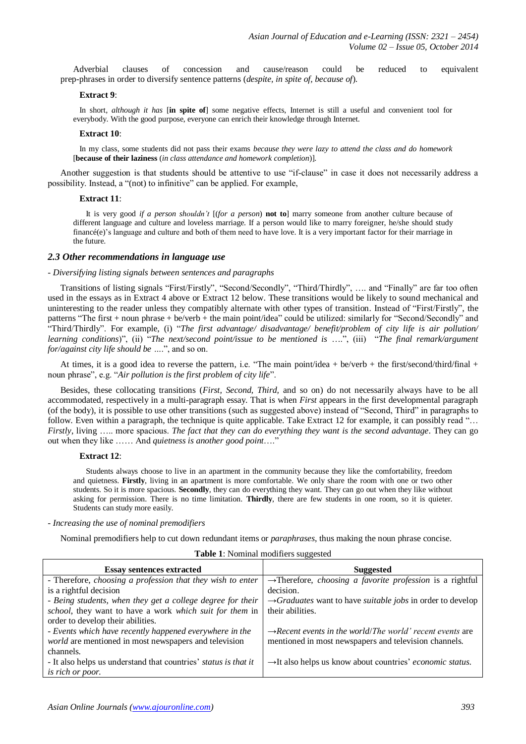Adverbial clauses of concession and cause/reason could be reduced to equivalent prep-phrases in order to diversify sentence patterns (*despite, in spite of, because of*).

**Extract 9**:

In short, *although it has* [**in spite of**] some negative effects, Internet is still a useful and convenient tool for everybody. With the good purpose, everyone can enrich their knowledge through Internet.

**Extract 10**:

In my class, some students did not pass their exams *because they were lazy to attend the class and do homework* [**because of their laziness** (*in class attendance and homework completion*)].

Another suggestion is that students should be attentive to use "if-clause" in case it does not necessarily address a possibility. Instead, a "(not) to infinitive" can be applied. For example,

**Extract 11**:

It is very good *if a person shouldn't* [(*for a person*) **not to**] marry someone from another culture because of different language and culture and loveless marriage. If a person would like to marry foreigner, he/she should study fiancé(e)'s language and culture and both of them need to have love. It is a very important factor for their marriage in the future.

### *2.3 Other recommendations in language use*

*- Diversifying listing signals between sentences and paragraphs*

Transitions of listing signals "First/Firstly", "Second/Secondly", "Third/Thirdly", …. and "Finally" are far too often used in the essays as in Extract 4 above or Extract 12 below. These transitions would be likely to sound mechanical and uninteresting to the reader unless they compatibly alternate with other types of transition. Instead of "First/Firstly", the patterns "The first + noun phrase + be/verb + the main point/idea" could be utilized: similarly for "Second/Secondly" and "Third/Thirdly". For example, (i) "*The first advantage/ disadvantage/ benefit/problem of city life is air pollution/ learning conditions*)", (ii) "*The next/second point/issue to be mentioned is* ….", (iii) "*The final remark/argument for/against city life should be* ….", and so on.

At times, it is a good idea to reverse the pattern, i.e. "The main point/idea + be/verb + the first/second/third/final + noun phrase", e.g. "*Air pollution is the first problem of city life*".

Besides, these collocating transitions (*First, Second, Third,* and so on) do not necessarily always have to be all accommodated, respectively in a multi-paragraph essay. That is when *First* appears in the first developmental paragraph (of the body), it is possible to use other transitions (such as suggested above) instead of "Second, Third" in paragraphs to follow. Even within a paragraph, the technique is quite applicable. Take Extract 12 for example, it can possibly read "… *Firstly*, living ….. more spacious. *The fact that they can do everything they want is the second advantage*. They can go out when they like …… And *quietness is another good point*…."

**Extract 12**:

Students always choose to live in an apartment in the community because they like the comfortability, freedom and quietness. **Firstly**, living in an apartment is more comfortable. We only share the room with one or two other students. So it is more spacious. **Secondly**, they can do everything they want. They can go out when they like without asking for permission. There is no time limitation. **Thirdly**, there are few students in one room, so it is quieter. Students can study more easily.

*- Increasing the use of nominal premodifiers*

Nominal premodifiers help to cut down redundant items or *paraphrases*, thus making the noun phrase concise.

**Table 1**: Nominal modifiers suggested

| Essay sentences extracted | Suggested |
|---|---|
| - Therefore, *choosing a profession that they wish to enter* is a rightful decision | →Therefore, *choosing a favorite profession* is a rightful decision. |
| - *Being students, when they get a college degree for their school*, they want to have a work *which suit for them* in order to develop their abilities. | →*Graduates* want to have *suitable jobs* in order to develop their abilities. |
| - *Events which have recently happened everywhere in the world* are mentioned in most newspapers and television channels. | →*Recent events in the world*/*The world' recent events* are mentioned in most newspapers and television channels. |
| - It also helps us understand that countries' *status is that it is rich or poor.* | →It also helps us know about countries' *economic status.* |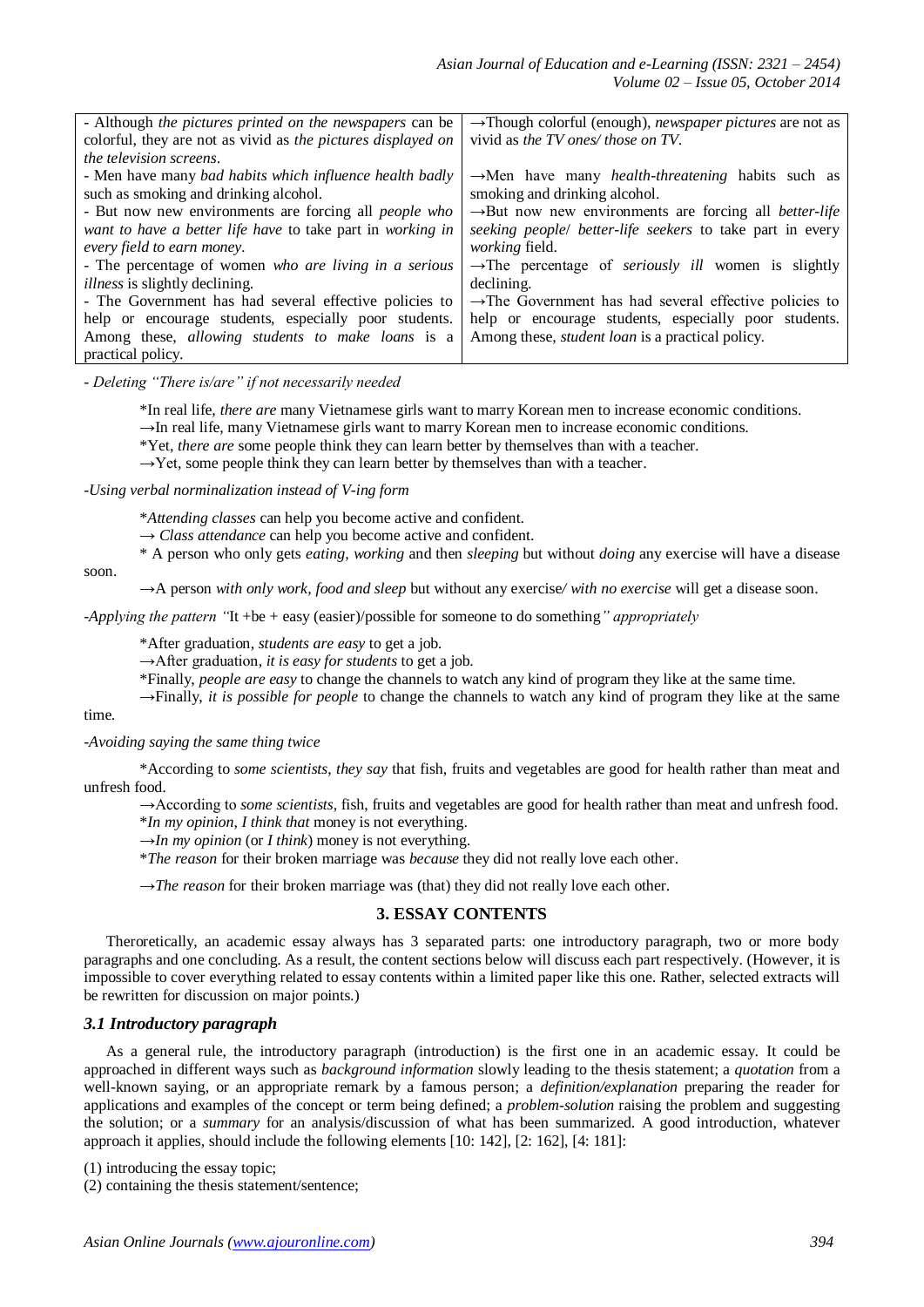| | |
|---|---|
| - Although *the pictures printed on the newspapers* can be colorful, they are not as vivid as *the pictures displayed on the television screens*. | →Though colorful (enough), *newspaper pictures* are not as vivid as *the TV ones/ those on TV*. |
| - Men have many *bad habits which influence health badly* such as smoking and drinking alcohol. | →Men have many *health-threatening* habits such as smoking and drinking alcohol. |
| - But now new environments are forcing all *people who want to have a better life have* to take part in *working in every field to earn money*. | →But now new environments are forcing all *better-life seeking people*/ *better-life seekers* to take part in every *working* field. |
| - The percentage of women *who are living in a serious illness* is slightly declining. | →The percentage of *seriously ill* women is slightly declining. |
| - The Government has had several effective policies to help or encourage students, especially poor students. Among these, *allowing students to make loans* is a practical policy. | →The Government has had several effective policies to help or encourage students, especially poor students. Among these, *student loan* is a practical policy. |

*- Deleting "There is/are" if not necessarily needed*

*In real life, *there are* many Vietnamese girls want to marry Korean men to increase economic conditions.
→In real life, many Vietnamese girls want to marry Korean men to increase economic conditions.
*Yet, *there are* some people think they can learn better by themselves than with a teacher.
→Yet, some people think they can learn better by themselves than with a teacher.

*-Using verbal norminalization instead of V-ing form*

**Attending classes* can help you become active and confident.
→ *Class attendance* can help you become active and confident.
* A person who only gets *eating, working* and then *sleeping* but without *doing* any exercise will have a disease soon.
→A person *with only work, food and sleep* but without any exercise/ *with no exercise* will get a disease soon.

*-Applying the pattern "*It +be + easy (easier)/possible for someone to do something*" appropriately*

*After graduation, *students are easy* to get a job.
→After graduation, *it is easy for students* to get a job.
*Finally, *people are easy* to change the channels to watch any kind of program they like at the same time.
→Finally, *it is possible for people* to change the channels to watch any kind of program they like at the same time.

*-Avoiding saying the same thing twice*

*According to *some scientists, they say* that fish, fruits and vegetables are good for health rather than meat and unfresh food.
→According to *some scientists*, fish, fruits and vegetables are good for health rather than meat and unfresh food.
**In my opinion, I think that* money is not everything.
→*In my opinion* (or *I think*) money is not everything.
**The reason* for their broken marriage was *because* they did not really love each other.

→*The reason* for their broken marriage was (that) they did not really love each other.

## 3. ESSAY CONTENTS

Theroretically, an academic essay always has 3 separated parts: one introductory paragraph, two or more body paragraphs and one concluding. As a result, the content sections below will discuss each part respectively. (However, it is impossible to cover everything related to essay contents within a limited paper like this one. Rather, selected extracts will be rewritten for discussion on major points.)

### 3.1 Introductory paragraph

As a general rule, the introductory paragraph (introduction) is the first one in an academic essay. It could be approached in different ways such as *background information* slowly leading to the thesis statement; a *quotation* from a well-known saying, or an appropriate remark by a famous person; a *definition/explanation* preparing the reader for applications and examples of the concept or term being defined; a *problem-solution* raising the problem and suggesting the solution; or a *summary* for an analysis/discussion of what has been summarized. A good introduction, whatever approach it applies, should include the following elements [10: 142], [2: 162], [4: 181]:

(1) introducing the essay topic;
(2) containing the thesis statement/sentence;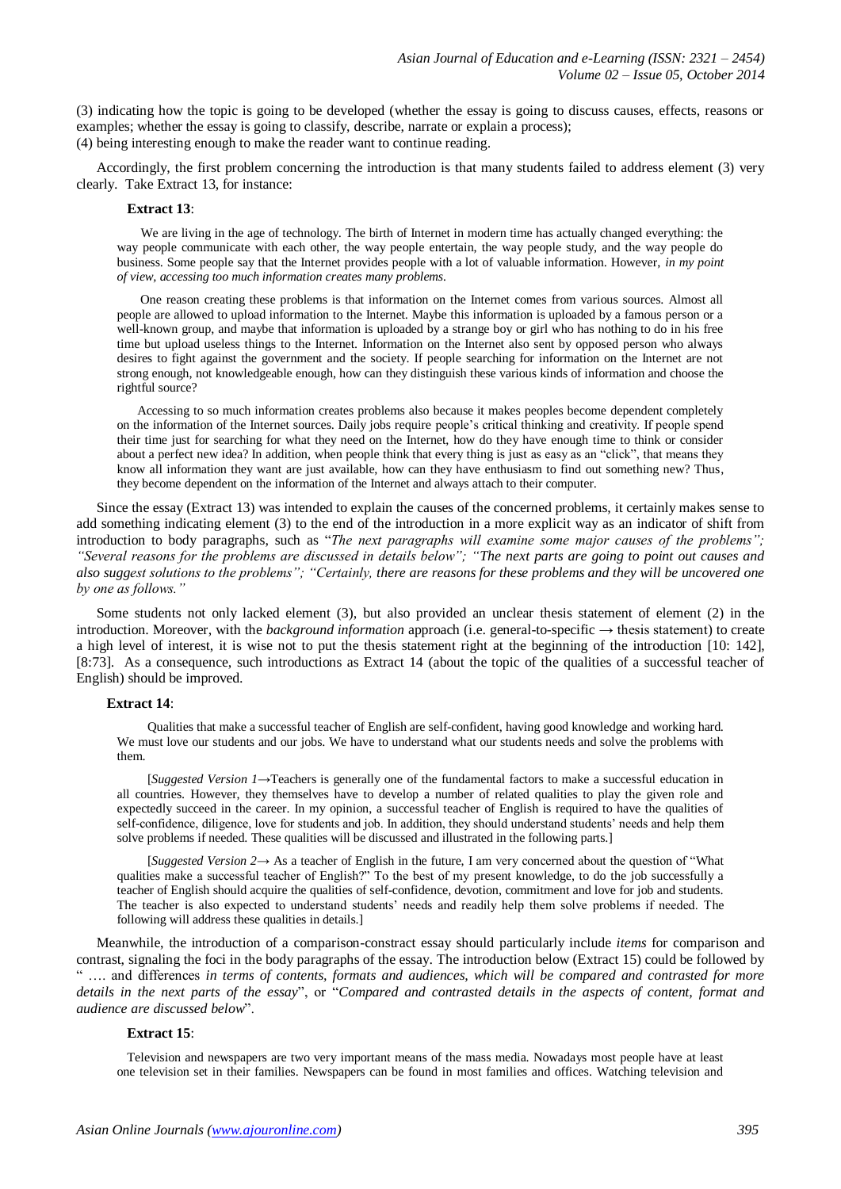(3) indicating how the topic is going to be developed (whether the essay is going to discuss causes, effects, reasons or examples; whether the essay is going to classify, describe, narrate or explain a process);
(4) being interesting enough to make the reader want to continue reading.

Accordingly, the first problem concerning the introduction is that many students failed to address element (3) very clearly. Take Extract 13, for instance:

**Extract 13**:

> We are living in the age of technology. The birth of Internet in modern time has actually changed everything: the way people communicate with each other, the way people entertain, the way people study, and the way people do business. Some people say that the Internet provides people with a lot of valuable information. However, *in my point of view, accessing too much information creates many problems.*
>
> One reason creating these problems is that information on the Internet comes from various sources. Almost all people are allowed to upload information to the Internet. Maybe this information is uploaded by a famous person or a well-known group, and maybe that information is uploaded by a strange boy or girl who has nothing to do in his free time but upload useless things to the Internet. Information on the Internet also sent by opposed person who always desires to fight against the government and the society. If people searching for information on the Internet are not strong enough, not knowledgeable enough, how can they distinguish these various kinds of information and choose the rightful source?
>
> Accessing to so much information creates problems also because it makes peoples become dependent completely on the information of the Internet sources. Daily jobs require people's critical thinking and creativity. If people spend their time just for searching for what they need on the Internet, how do they have enough time to think or consider about a perfect new idea? In addition, when people think that every thing is just as easy as an "click", that means they know all information they want are just available, how can they have enthusiasm to find out something new? Thus, they become dependent on the information of the Internet and always attach to their computer.

Since the essay (Extract 13) was intended to explain the causes of the concerned problems, it certainly makes sense to add something indicating element (3) to the end of the introduction in a more explicit way as an indicator of shift from introduction to body paragraphs, such as "*The next paragraphs will examine some major causes of the problems"; "Several reasons for the problems are discussed in details below"; "The next parts are going to point out causes and also suggest solutions to the problems"; "Certainly, there are reasons for these problems and they will be uncovered one by one as follows."*

Some students not only lacked element (3), but also provided an unclear thesis statement of element (2) in the introduction. Moreover, with the *background information* approach (i.e. general-to-specific → thesis statement) to create a high level of interest, it is wise not to put the thesis statement right at the beginning of the introduction [10: 142], [8:73]. As a consequence, such introductions as Extract 14 (about the topic of the qualities of a successful teacher of English) should be improved.

**Extract 14**:

> Qualities that make a successful teacher of English are self-confident, having good knowledge and working hard. We must love our students and our jobs. We have to understand what our students needs and solve the problems with them.
>
> [*Suggested Version 1*→Teachers is generally one of the fundamental factors to make a successful education in all countries. However, they themselves have to develop a number of related qualities to play the given role and expectedly succeed in the career. In my opinion, a successful teacher of English is required to have the qualities of self-confidence, diligence, love for students and job. In addition, they should understand students' needs and help them solve problems if needed. These qualities will be discussed and illustrated in the following parts.]
>
> [*Suggested Version 2*→ As a teacher of English in the future, I am very concerned about the question of "What qualities make a successful teacher of English?" To the best of my present knowledge, to do the job successfully a teacher of English should acquire the qualities of self-confidence, devotion, commitment and love for job and students. The teacher is also expected to understand students' needs and readily help them solve problems if needed. The following will address these qualities in details.]

Meanwhile, the introduction of a comparison-constract essay should particularly include *items* for comparison and contrast, signaling the foci in the body paragraphs of the essay. The introduction below (Extract 15) could be followed by " …. and differences *in terms of contents, formats and audiences, which will be compared and contrasted for more details in the next parts of the essay*", or "*Compared and contrasted details in the aspects of content, format and audience are discussed below*".

**Extract 15**:

> Television and newspapers are two very important means of the mass media. Nowadays most people have at least one television set in their families. Newspapers can be found in most families and offices. Watching television and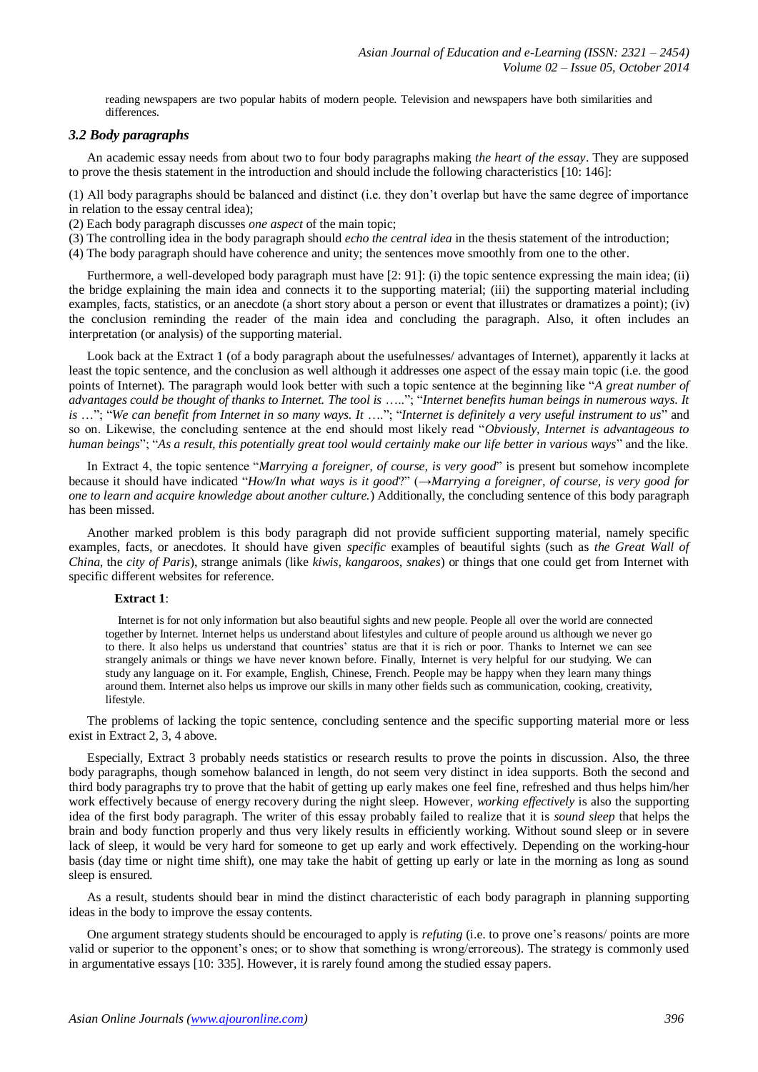reading newspapers are two popular habits of modern people. Television and newspapers have both similarities and differences.

### *3.2 Body paragraphs*

An academic essay needs from about two to four body paragraphs making *the heart of the essay*. They are supposed to prove the thesis statement in the introduction and should include the following characteristics [10: 146]:

(1) All body paragraphs should be balanced and distinct (i.e. they don't overlap but have the same degree of importance in relation to the essay central idea);
(2) Each body paragraph discusses *one aspect* of the main topic;
(3) The controlling idea in the body paragraph should *echo the central idea* in the thesis statement of the introduction;
(4) The body paragraph should have coherence and unity; the sentences move smoothly from one to the other.

Furthermore, a well-developed body paragraph must have [2: 91]: (i) the topic sentence expressing the main idea; (ii) the bridge explaining the main idea and connects it to the supporting material; (iii) the supporting material including examples, facts, statistics, or an anecdote (a short story about a person or event that illustrates or dramatizes a point); (iv) the conclusion reminding the reader of the main idea and concluding the paragraph. Also, it often includes an interpretation (or analysis) of the supporting material.

Look back at the Extract 1 (of a body paragraph about the usefulnesses/ advantages of Internet), apparently it lacks at least the topic sentence, and the conclusion as well although it addresses one aspect of the essay main topic (i.e. the good points of Internet). The paragraph would look better with such a topic sentence at the beginning like "*A great number of advantages could be thought of thanks to Internet. The tool is* …..."; "*Internet benefits human beings in numerous ways. It is* …"; "*We can benefit from Internet in so many ways. It* …."; "*Internet is definitely a very useful instrument to us*" and so on. Likewise, the concluding sentence at the end should most likely read "*Obviously, Internet is advantageous to human beings*"; "*As a result, this potentially great tool would certainly make our life better in various ways*" and the like.

In Extract 4, the topic sentence "*Marrying a foreigner, of course, is very good*" is present but somehow incomplete because it should have indicated "*How/In what ways is it good*?" (→*Marrying a foreigner, of course, is very good for one to learn and acquire knowledge about another culture.*) Additionally, the concluding sentence of this body paragraph has been missed.

Another marked problem is this body paragraph did not provide sufficient supporting material, namely specific examples, facts, or anecdotes. It should have given *specific* examples of beautiful sights (such as *the Great Wall of China*, the *city of Paris*), strange animals (like *kiwis, kangaroos, snakes*) or things that one could get from Internet with specific different websites for reference.

**Extract 1**:

> Internet is for not only information but also beautiful sights and new people. People all over the world are connected together by Internet. Internet helps us understand about lifestyles and culture of people around us although we never go to there. It also helps us understand that countries' status are that it is rich or poor. Thanks to Internet we can see strangely animals or things we have never known before. Finally, Internet is very helpful for our studying. We can study any language on it. For example, English, Chinese, French. People may be happy when they learn many things around them. Internet also helps us improve our skills in many other fields such as communication, cooking, creativity, lifestyle.

The problems of lacking the topic sentence, concluding sentence and the specific supporting material more or less exist in Extract 2, 3, 4 above.

Especially, Extract 3 probably needs statistics or research results to prove the points in discussion. Also, the three body paragraphs, though somehow balanced in length, do not seem very distinct in idea supports. Both the second and third body paragraphs try to prove that the habit of getting up early makes one feel fine, refreshed and thus helps him/her work effectively because of energy recovery during the night sleep. However, *working effectively* is also the supporting idea of the first body paragraph. The writer of this essay probably failed to realize that it is *sound sleep* that helps the brain and body function properly and thus very likely results in efficiently working. Without sound sleep or in severe lack of sleep, it would be very hard for someone to get up early and work effectively. Depending on the working-hour basis (day time or night time shift), one may take the habit of getting up early or late in the morning as long as sound sleep is ensured.

As a result, students should bear in mind the distinct characteristic of each body paragraph in planning supporting ideas in the body to improve the essay contents.

One argument strategy students should be encouraged to apply is *refuting* (i.e. to prove one's reasons/ points are more valid or superior to the opponent's ones; or to show that something is wrong/erroreous). The strategy is commonly used in argumentative essays [10: 335]. However, it is rarely found among the studied essay papers.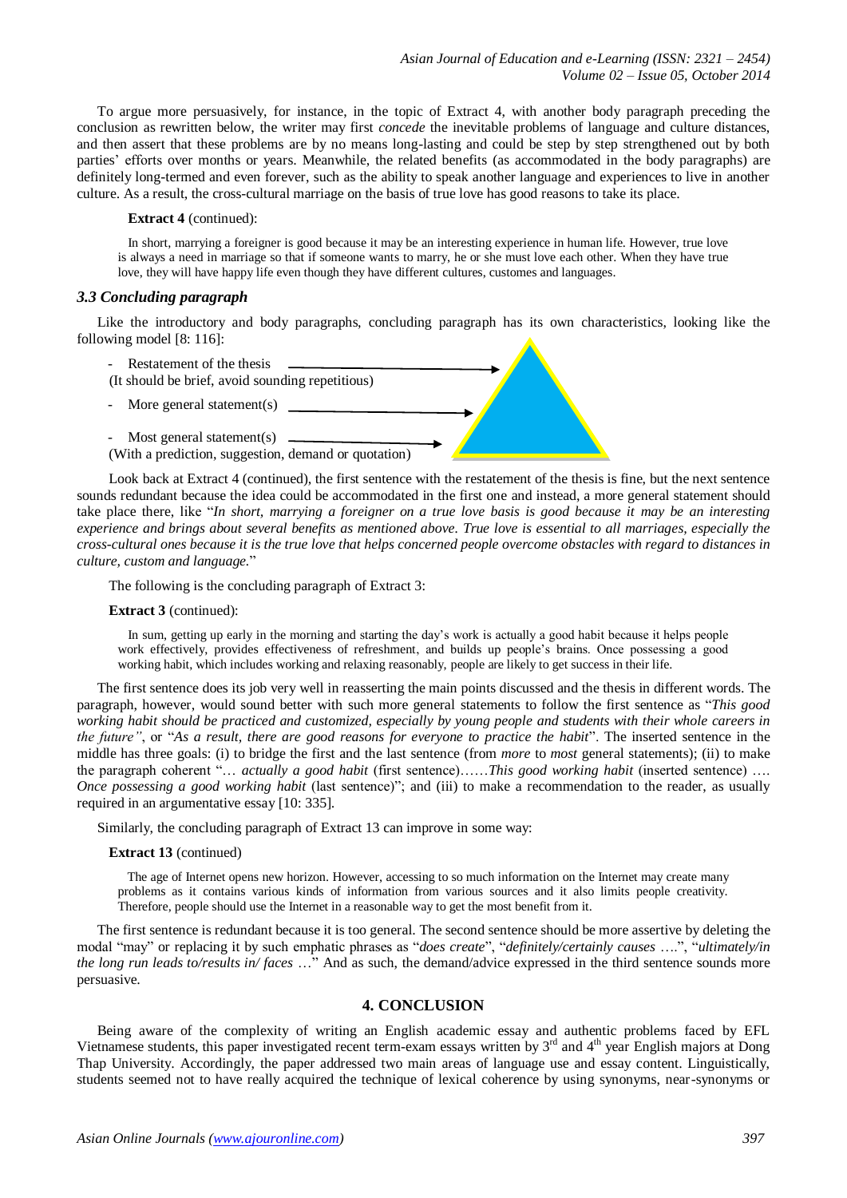To argue more persuasively, for instance, in the topic of Extract 4, with another body paragraph preceding the conclusion as rewritten below, the writer may first *concede* the inevitable problems of language and culture distances, and then assert that these problems are by no means long-lasting and could be step by step strengthened out by both parties' efforts over months or years. Meanwhile, the related benefits (as accommodated in the body paragraphs) are definitely long-termed and even forever, such as the ability to speak another language and experiences to live in another culture. As a result, the cross-cultural marriage on the basis of true love has good reasons to take its place.

**Extract 4** (continued):

> In short, marrying a foreigner is good because it may be an interesting experience in human life. However, true love is always a need in marriage so that if someone wants to marry, he or she must love each other. When they have true love, they will have happy life even though they have different cultures, customes and languages.

### *3.3 Concluding paragraph*

Like the introductory and body paragraphs, concluding paragraph has its own characteristics, looking like the following model [8: 116]:

- Restatement of the thesis
  (It should be brief, avoid sounding repetitious)
- More general statement(s)
- Most general statement(s)
  (With a prediction, suggestion, demand or quotation)

Look back at Extract 4 (continued), the first sentence with the restatement of the thesis is fine, but the next sentence sounds redundant because the idea could be accommodated in the first one and instead, a more general statement should take place there, like "*In short, marrying a foreigner on a true love basis is good because it may be an interesting experience in human life and brings about several benefits as mentioned above. True love is essential to all marriages, especially the cross-cultural ones because it is the true love that helps concerned people overcome obstacles with regard to distances in culture, custom and language.*"

The following is the concluding paragraph of Extract 3:

**Extract 3** (continued):

> In sum, getting up early in the morning and starting the day's work is actually a good habit because it helps people work effectively, provides effectiveness of refreshment, and builds up people's brains. Once possessing a good working habit, which includes working and relaxing reasonably, people are likely to get success in their life.

The first sentence does its job very well in reasserting the main points discussed and the thesis in different words. The paragraph, however, would sound better with such more general statements to follow the first sentence as "*This good working habit should be practiced and customized, especially by young people and students with their whole careers in the future"*, or "*As a result, there are good reasons for everyone to practice the habit*". The inserted sentence in the middle has three goals: (i) to bridge the first and the last sentence (from *more* to *most* general statements); (ii) to make the paragraph coherent "… *actually a good habit* (first sentence)……*This good working habit* (inserted sentence) …. *Once possessing a good working habit* (last sentence)"; and (iii) to make a recommendation to the reader, as usually required in an argumentative essay [10: 335].

Similarly, the concluding paragraph of Extract 13 can improve in some way:

**Extract 13** (continued)

> The age of Internet opens new horizon. However, accessing to so much information on the Internet may create many problems as it contains various kinds of information from various sources and it also limits people creativity. Therefore, people should use the Internet in a reasonable way to get the most benefit from it.

The first sentence is redundant because it is too general. The second sentence should be more assertive by deleting the modal "may" or replacing it by such emphatic phrases as "*does create*", "*definitely/certainly causes* ….", "*ultimately/in the long run leads to/results in/ faces* …" And as such, the demand/advice expressed in the third sentence sounds more persuasive.

## 4. CONCLUSION

Being aware of the complexity of writing an English academic essay and authentic problems faced by EFL Vietnamese students, this paper investigated recent term-exam essays written by 3rd and 4th year English majors at Dong Thap University. Accordingly, the paper addressed two main areas of language use and essay content. Linguistically, students seemed not to have really acquired the technique of lexical coherence by using synonyms, near-synonyms or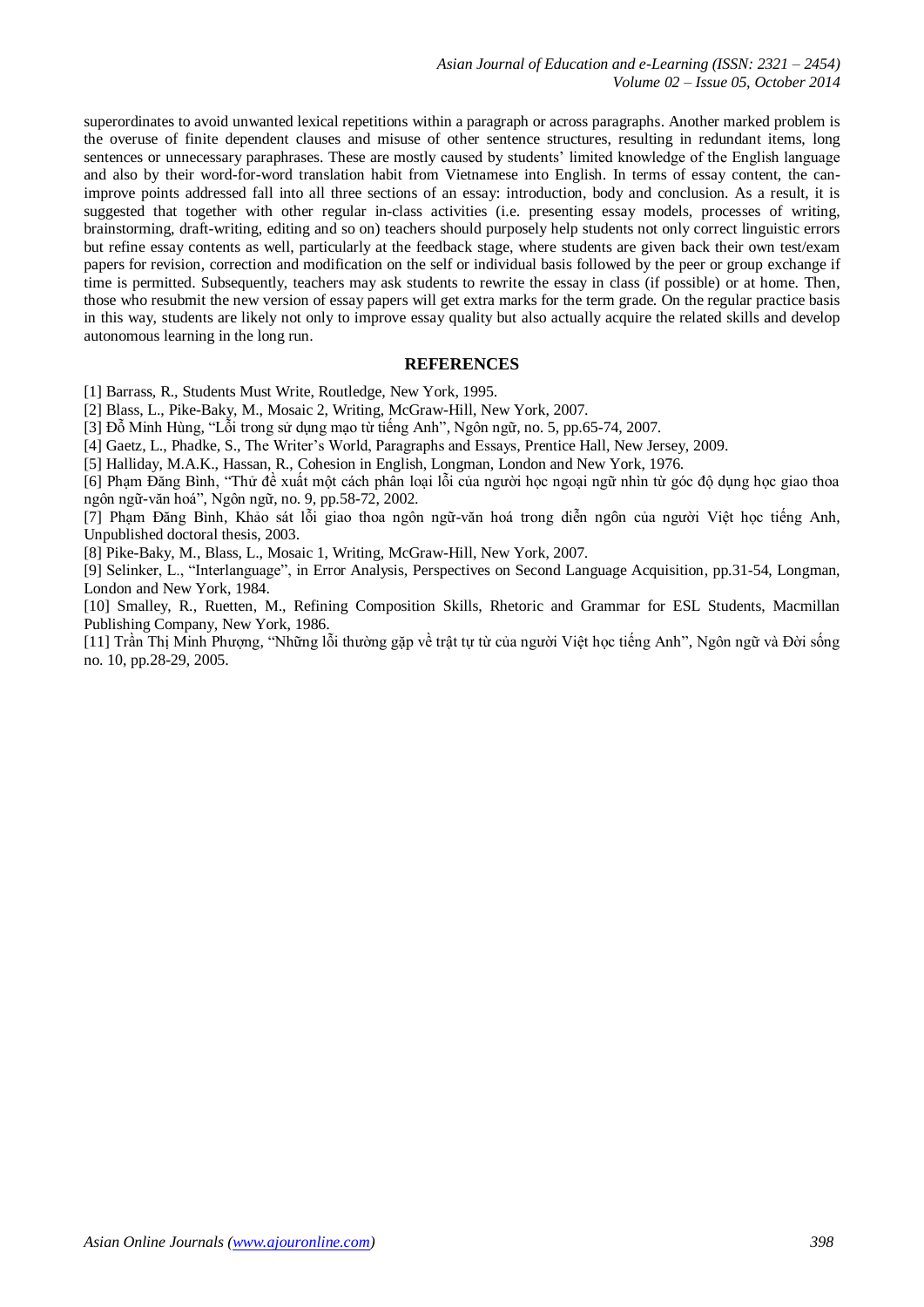superordinates to avoid unwanted lexical repetitions within a paragraph or across paragraphs. Another marked problem is the overuse of finite dependent clauses and misuse of other sentence structures, resulting in redundant items, long sentences or unnecessary paraphrases. These are mostly caused by students' limited knowledge of the English language and also by their word-for-word translation habit from Vietnamese into English. In terms of essay content, the can-improve points addressed fall into all three sections of an essay: introduction, body and conclusion. As a result, it is suggested that together with other regular in-class activities (i.e. presenting essay models, processes of writing, brainstorming, draft-writing, editing and so on) teachers should purposely help students not only correct linguistic errors but refine essay contents as well, particularly at the feedback stage, where students are given back their own test/exam papers for revision, correction and modification on the self or individual basis followed by the peer or group exchange if time is permitted. Subsequently, teachers may ask students to rewrite the essay in class (if possible) or at home. Then, those who resubmit the new version of essay papers will get extra marks for the term grade. On the regular practice basis in this way, students are likely not only to improve essay quality but also actually acquire the related skills and develop autonomous learning in the long run.

## REFERENCES

[1] Barrass, R., Students Must Write, Routledge, New York, 1995.

[2] Blass, L., Pike-Baky, M., Mosaic 2, Writing, McGraw-Hill, New York, 2007.

[3] Đỗ Minh Hùng, "Lỗi trong sử dụng mạo từ tiếng Anh", Ngôn ngữ, no. 5, pp.65-74, 2007.

[4] Gaetz, L., Phadke, S., The Writer's World, Paragraphs and Essays, Prentice Hall, New Jersey, 2009.

[5] Halliday, M.A.K., Hassan, R., Cohesion in English, Longman, London and New York, 1976.

[6] Phạm Đăng Bình, "Thử đề xuất một cách phân loại lỗi của người học ngoại ngữ nhìn từ góc độ dụng học giao thoa ngôn ngữ-văn hoá", Ngôn ngữ, no. 9, pp.58-72, 2002.

[7] Phạm Đăng Bình, Khảo sát lỗi giao thoa ngôn ngữ-văn hoá trong diễn ngôn của người Việt học tiếng Anh, Unpublished doctoral thesis, 2003.

[8] Pike-Baky, M., Blass, L., Mosaic 1, Writing, McGraw-Hill, New York, 2007.

[9] Selinker, L., "Interlanguage", in Error Analysis, Perspectives on Second Language Acquisition, pp.31-54, Longman, London and New York, 1984.

[10] Smalley, R., Ruetten, M., Refining Composition Skills, Rhetoric and Grammar for ESL Students, Macmillan Publishing Company, New York, 1986.

[11] Trần Thị Minh Phượng, "Những lỗi thường gặp về trật tự từ của người Việt học tiếng Anh", Ngôn ngữ và Đời sống no. 10, pp.28-29, 2005.